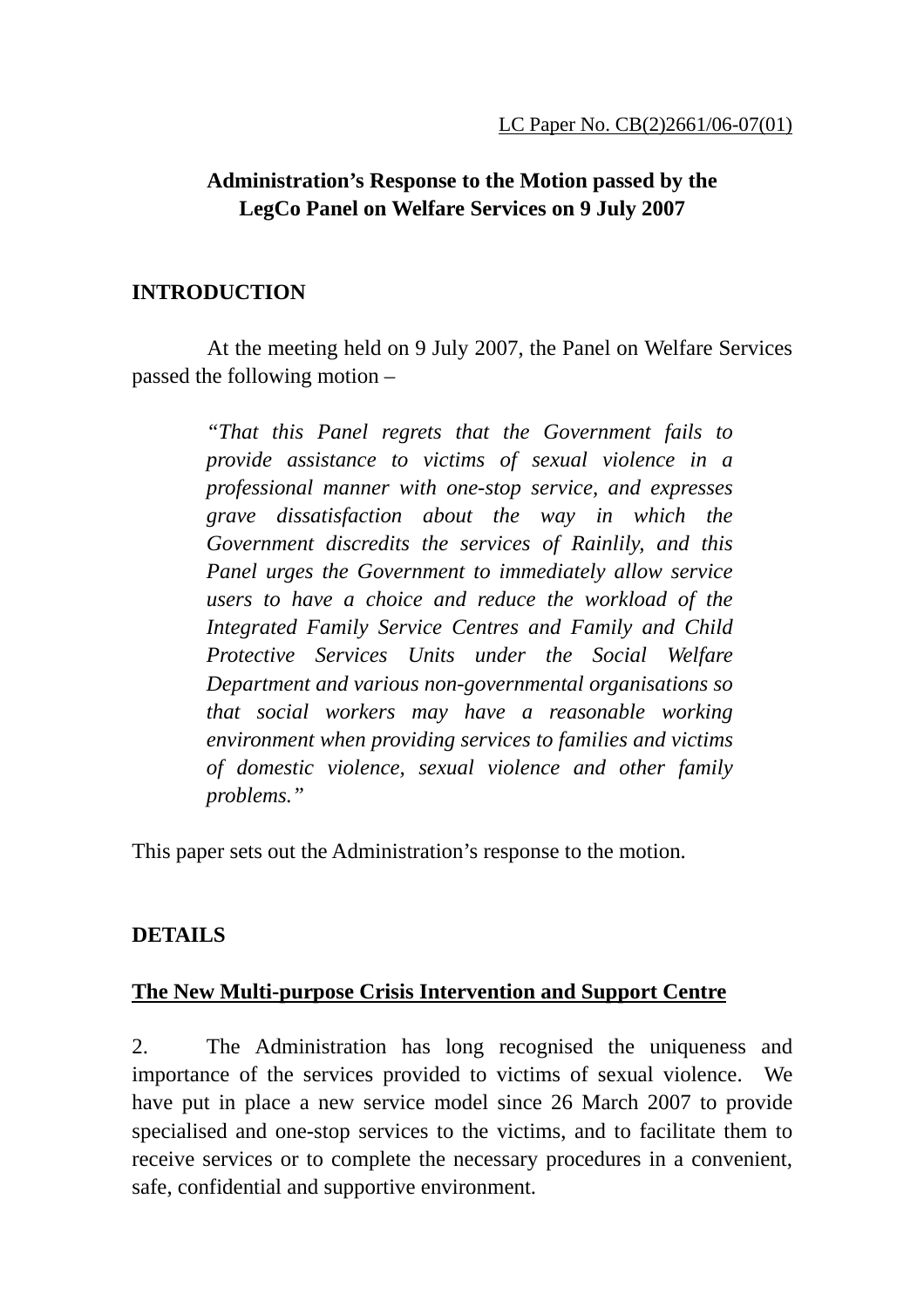LC Paper No. CB(2)2661/06-07(01)

**Administration's Response to the Motion passed by the LegCo Panel on Welfare Services on 9 July 2007**

## INTRODUCTION

At the meeting held on 9 July 2007, the Panel on Welfare Services passed the following motion –

> *"That this Panel regrets that the Government fails to provide assistance to victims of sexual violence in a professional manner with one-stop service, and expresses grave dissatisfaction about the way in which the Government discredits the services of Rainlily, and this Panel urges the Government to immediately allow service users to have a choice and reduce the workload of the Integrated Family Service Centres and Family and Child Protective Services Units under the Social Welfare Department and various non-governmental organisations so that social workers may have a reasonable working environment when providing services to families and victims of domestic violence, sexual violence and other family problems."*

This paper sets out the Administration's response to the motion.

## DETAILS

### The New Multi-purpose Crisis Intervention and Support Centre

2. The Administration has long recognised the uniqueness and importance of the services provided to victims of sexual violence. We have put in place a new service model since 26 March 2007 to provide specialised and one-stop services to the victims, and to facilitate them to receive services or to complete the necessary procedures in a convenient, safe, confidential and supportive environment.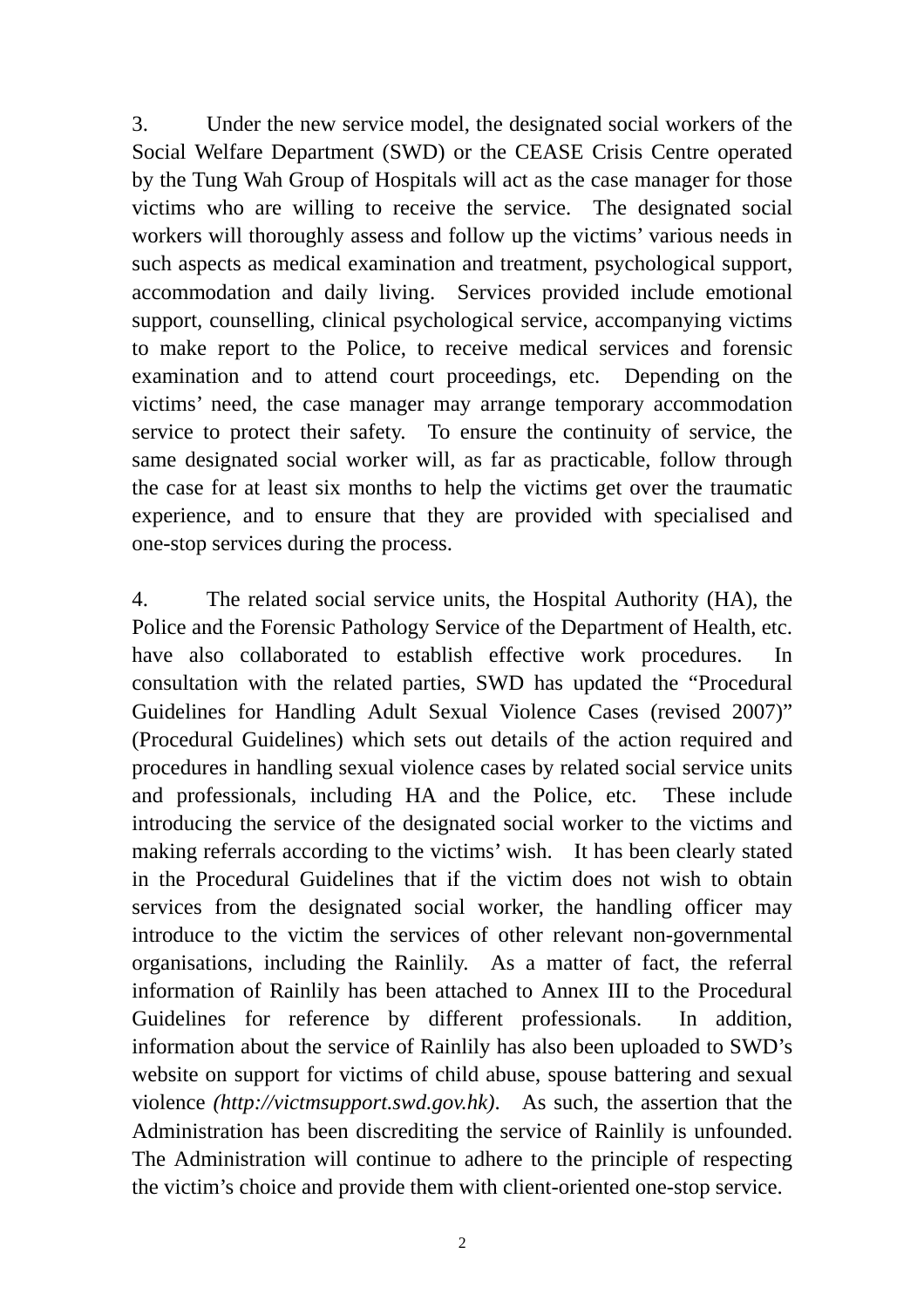3. Under the new service model, the designated social workers of the Social Welfare Department (SWD) or the CEASE Crisis Centre operated by the Tung Wah Group of Hospitals will act as the case manager for those victims who are willing to receive the service. The designated social workers will thoroughly assess and follow up the victims' various needs in such aspects as medical examination and treatment, psychological support, accommodation and daily living. Services provided include emotional support, counselling, clinical psychological service, accompanying victims to make report to the Police, to receive medical services and forensic examination and to attend court proceedings, etc. Depending on the victims' need, the case manager may arrange temporary accommodation service to protect their safety. To ensure the continuity of service, the same designated social worker will, as far as practicable, follow through the case for at least six months to help the victims get over the traumatic experience, and to ensure that they are provided with specialised and one-stop services during the process.

4. The related social service units, the Hospital Authority (HA), the Police and the Forensic Pathology Service of the Department of Health, etc. have also collaborated to establish effective work procedures. In consultation with the related parties, SWD has updated the "Procedural Guidelines for Handling Adult Sexual Violence Cases (revised 2007)" (Procedural Guidelines) which sets out details of the action required and procedures in handling sexual violence cases by related social service units and professionals, including HA and the Police, etc. These include introducing the service of the designated social worker to the victims and making referrals according to the victims' wish. It has been clearly stated in the Procedural Guidelines that if the victim does not wish to obtain services from the designated social worker, the handling officer may introduce to the victim the services of other relevant non-governmental organisations, including the Rainlily. As a matter of fact, the referral information of Rainlily has been attached to Annex III to the Procedural Guidelines for reference by different professionals. In addition, information about the service of Rainlily has also been uploaded to SWD's website on support for victims of child abuse, spouse battering and sexual violence *(http://victmsupport.swd.gov.hk)*. As such, the assertion that the Administration has been discrediting the service of Rainlily is unfounded. The Administration will continue to adhere to the principle of respecting the victim's choice and provide them with client-oriented one-stop service.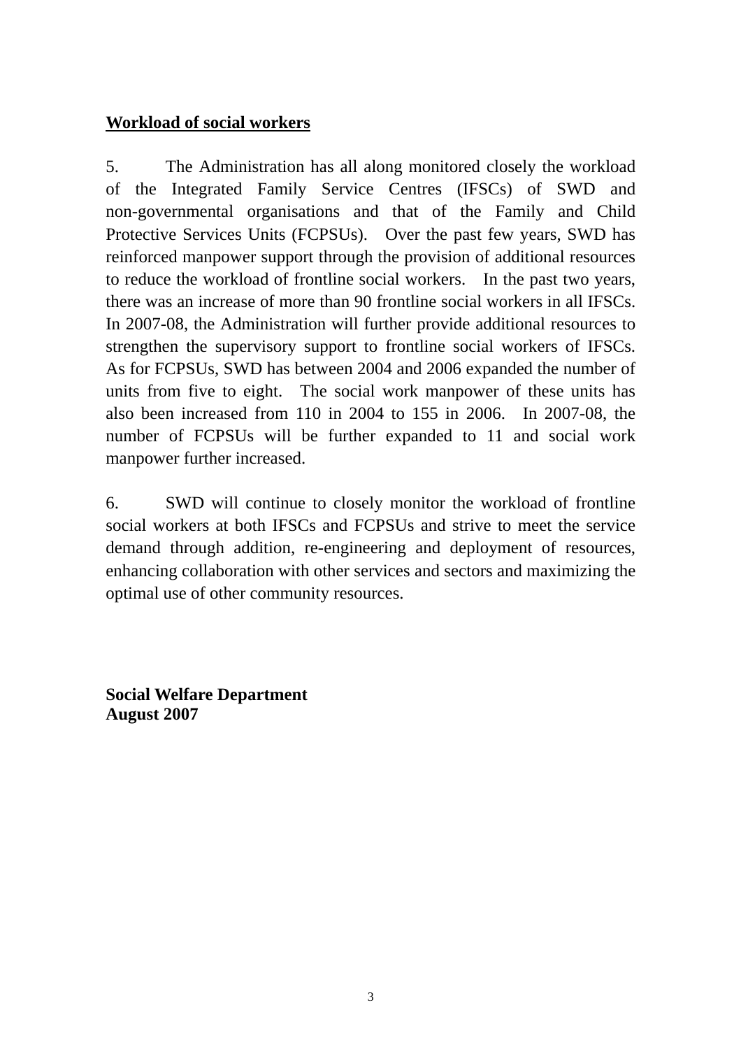**Workload of social workers**

5. The Administration has all along monitored closely the workload of the Integrated Family Service Centres (IFSCs) of SWD and non-governmental organisations and that of the Family and Child Protective Services Units (FCPSUs). Over the past few years, SWD has reinforced manpower support through the provision of additional resources to reduce the workload of frontline social workers. In the past two years, there was an increase of more than 90 frontline social workers in all IFSCs. In 2007-08, the Administration will further provide additional resources to strengthen the supervisory support to frontline social workers of IFSCs. As for FCPSUs, SWD has between 2004 and 2006 expanded the number of units from five to eight. The social work manpower of these units has also been increased from 110 in 2004 to 155 in 2006. In 2007-08, the number of FCPSUs will be further expanded to 11 and social work manpower further increased.

6. SWD will continue to closely monitor the workload of frontline social workers at both IFSCs and FCPSUs and strive to meet the service demand through addition, re-engineering and deployment of resources, enhancing collaboration with other services and sectors and maximizing the optimal use of other community resources.

**Social Welfare Department**
**August 2007**